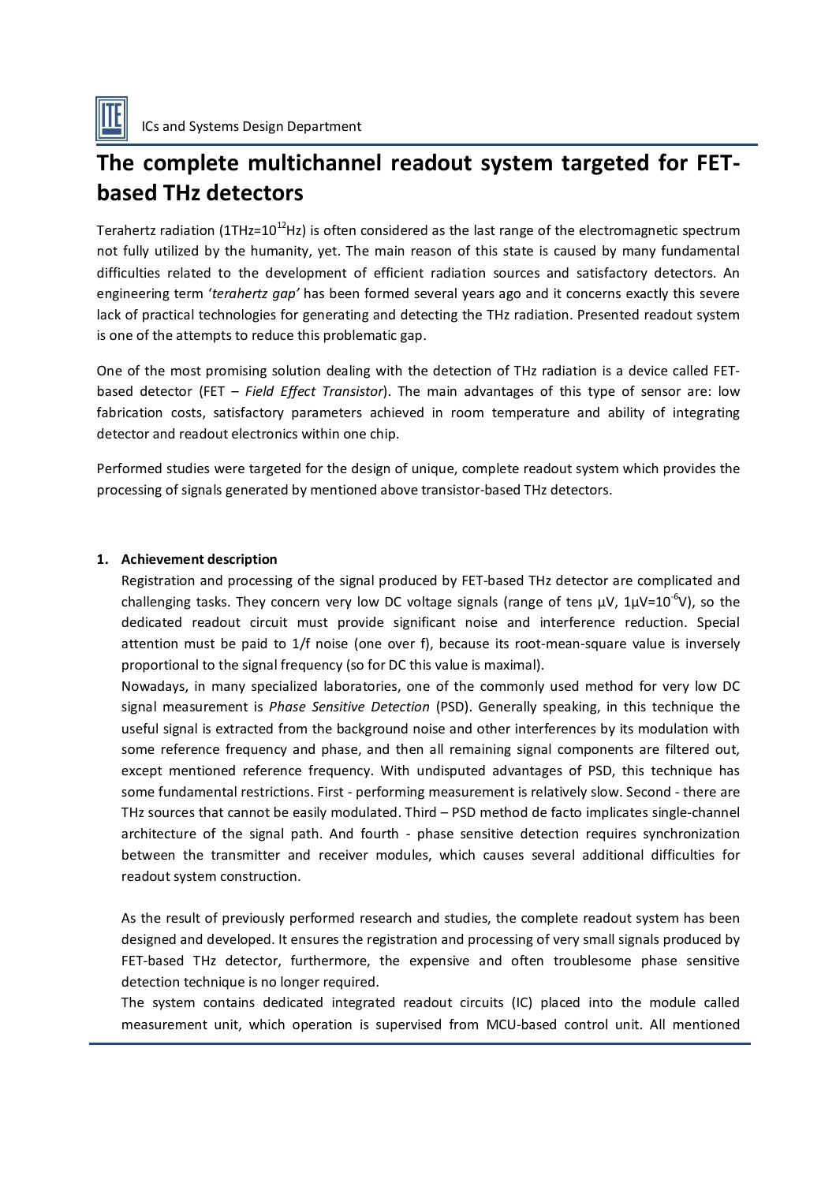# The complete multichannel readout system targeted for FET-based THz detectors

Terahertz radiation ($1\text{THz}=10^{12}\text{Hz}$) is often considered as the last range of the electromagnetic spectrum not fully utilized by the humanity, yet. The main reason of this state is caused by many fundamental difficulties related to the development of efficient radiation sources and satisfactory detectors. An engineering term '*terahertz gap*' has been formed several years ago and it concerns exactly this severe lack of practical technologies for generating and detecting the THz radiation. Presented readout system is one of the attempts to reduce this problematic gap.

One of the most promising solution dealing with the detection of THz radiation is a device called FET-based detector (FET – *Field Effect Transistor*). The main advantages of this type of sensor are: low fabrication costs, satisfactory parameters achieved in room temperature and ability of integrating detector and readout electronics within one chip.

Performed studies were targeted for the design of unique, complete readout system which provides the processing of signals generated by mentioned above transistor-based THz detectors.

## 1. Achievement description

Registration and processing of the signal produced by FET-based THz detector are complicated and challenging tasks. They concern very low DC voltage signals (range of tens μV, $1\mu\text{V}=10^{-6}\text{V}$), so the dedicated readout circuit must provide significant noise and interference reduction. Special attention must be paid to 1/f noise (one over f), because its root-mean-square value is inversely proportional to the signal frequency (so for DC this value is maximal).

Nowadays, in many specialized laboratories, one of the commonly used method for very low DC signal measurement is *Phase Sensitive Detection* (PSD). Generally speaking, in this technique the useful signal is extracted from the background noise and other interferences by its modulation with some reference frequency and phase, and then all remaining signal components are filtered out, except mentioned reference frequency. With undisputed advantages of PSD, this technique has some fundamental restrictions. First - performing measurement is relatively slow. Second - there are THz sources that cannot be easily modulated. Third – PSD method de facto implicates single-channel architecture of the signal path. And fourth - phase sensitive detection requires synchronization between the transmitter and receiver modules, which causes several additional difficulties for readout system construction.

As the result of previously performed research and studies, the complete readout system has been designed and developed. It ensures the registration and processing of very small signals produced by FET-based THz detector, furthermore, the expensive and often troublesome phase sensitive detection technique is no longer required.

The system contains dedicated integrated readout circuits (IC) placed into the module called measurement unit, which operation is supervised from MCU-based control unit. All mentioned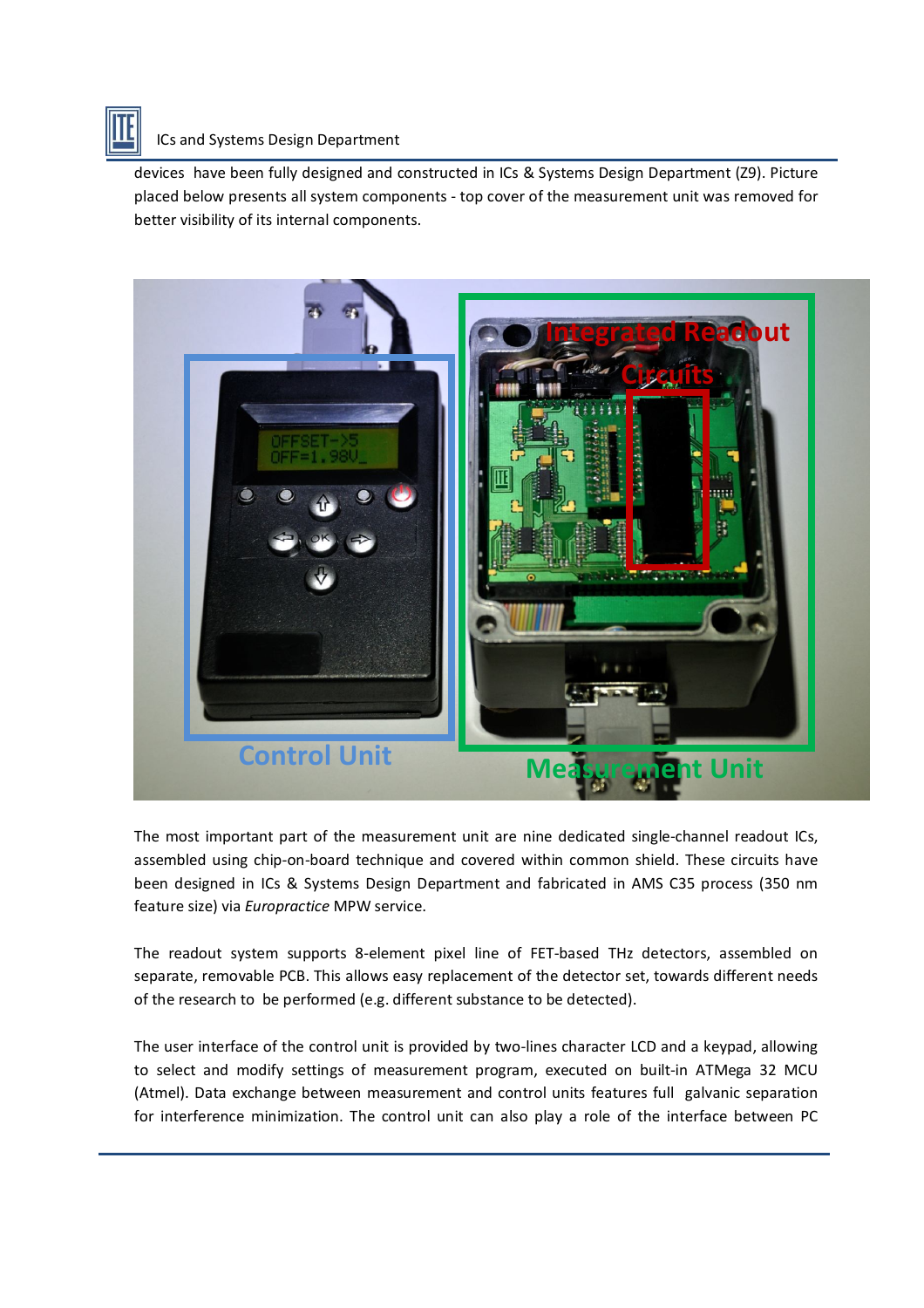devices have been fully designed and constructed in ICs & Systems Design Department (Z9). Picture placed below presents all system components - top cover of the measurement unit was removed for better visibility of its internal components.

The most important part of the measurement unit are nine dedicated single-channel readout ICs, assembled using chip-on-board technique and covered within common shield. These circuits have been designed in ICs & Systems Design Department and fabricated in AMS C35 process (350 nm feature size) via *Europractice* MPW service.

The readout system supports 8-element pixel line of FET-based THz detectors, assembled on separate, removable PCB. This allows easy replacement of the detector set, towards different needs of the research to be performed (e.g. different substance to be detected).

The user interface of the control unit is provided by two-lines character LCD and a keypad, allowing to select and modify settings of measurement program, executed on built-in ATMega 32 MCU (Atmel). Data exchange between measurement and control units features full galvanic separation for interference minimization. The control unit can also play a role of the interface between PC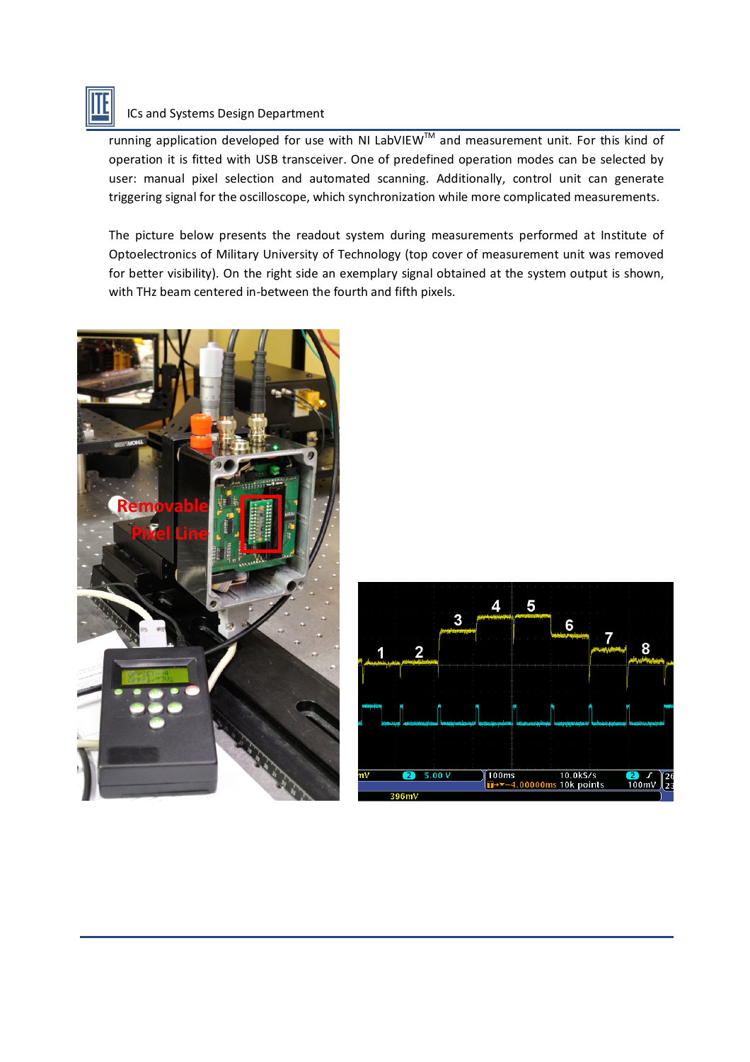running application developed for use with NI LabVIEW™ and measurement unit. For this kind of operation it is fitted with USB transceiver. One of predefined operation modes can be selected by user: manual pixel selection and automated scanning. Additionally, control unit can generate triggering signal for the oscilloscope, which synchronization while more complicated measurements.

The picture below presents the readout system during measurements performed at Institute of Optoelectronics of Military University of Technology (top cover of measurement unit was removed for better visibility). On the right side an exemplary signal obtained at the system output is shown, with THz beam centered in-between the fourth and fifth pixels.

Removable
Pixel Line

1
2
3
4
5
6
7
8
mV
2 5.00 V
100ms
10.0kS/s
-4.00000ms 10k points
2
100mV
396mV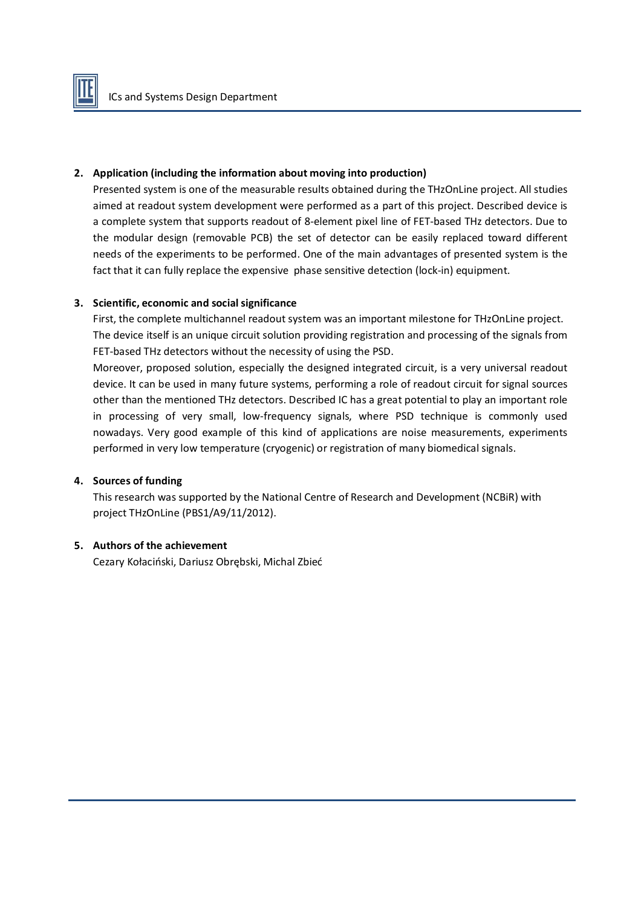## 2. Application (including the information about moving into production)

Presented system is one of the measurable results obtained during the THzOnLine project. All studies aimed at readout system development were performed as a part of this project. Described device is a complete system that supports readout of 8-element pixel line of FET-based THz detectors. Due to the modular design (removable PCB) the set of detector can be easily replaced toward different needs of the experiments to be performed. One of the main advantages of presented system is the fact that it can fully replace the expensive phase sensitive detection (lock-in) equipment.

## 3. Scientific, economic and social significance

First, the complete multichannel readout system was an important milestone for THzOnLine project. The device itself is an unique circuit solution providing registration and processing of the signals from FET-based THz detectors without the necessity of using the PSD.

Moreover, proposed solution, especially the designed integrated circuit, is a very universal readout device. It can be used in many future systems, performing a role of readout circuit for signal sources other than the mentioned THz detectors. Described IC has a great potential to play an important role in processing of very small, low-frequency signals, where PSD technique is commonly used nowadays. Very good example of this kind of applications are noise measurements, experiments performed in very low temperature (cryogenic) or registration of many biomedical signals.

## 4. Sources of funding

This research was supported by the National Centre of Research and Development (NCBiR) with project THzOnLine (PBS1/A9/11/2012).

## 5. Authors of the achievement

Cezary Kołaciński, Dariusz Obrębski, Michal Zbieć